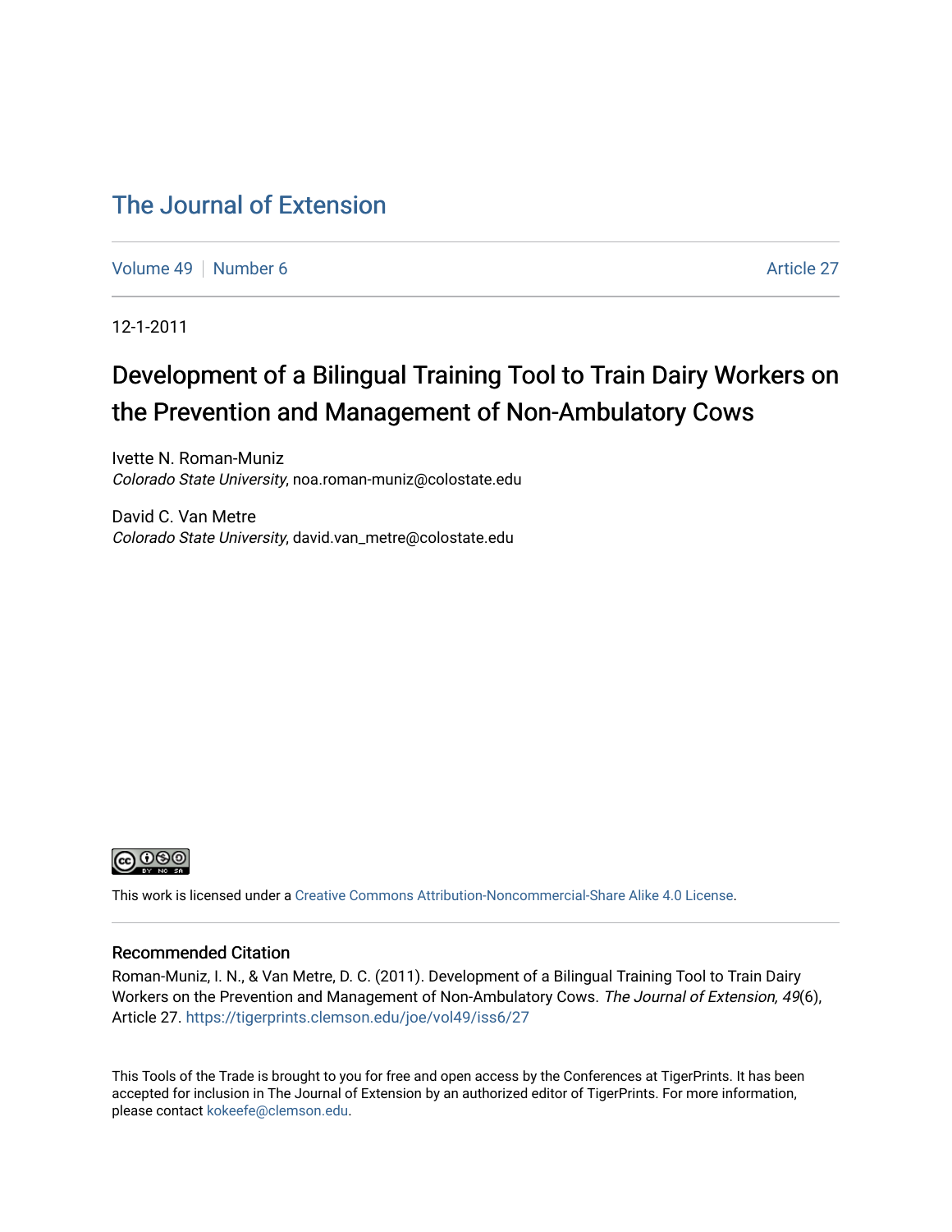# The Journal of Extension

Volume 49 | Number 6 | Article 27

12-1-2011

## Development of a Bilingual Training Tool to Train Dairy Workers on the Prevention and Management of Non-Ambulatory Cows

Ivette N. Roman-Muniz
*Colorado State University*, noa.roman-muniz@colostate.edu

David C. Van Metre
*Colorado State University*, david.van_metre@colostate.edu

This work is licensed under a Creative Commons Attribution-Noncommercial-Share Alike 4.0 License.

### Recommended Citation

Roman-Muniz, I. N., & Van Metre, D. C. (2011). Development of a Bilingual Training Tool to Train Dairy Workers on the Prevention and Management of Non-Ambulatory Cows. *The Journal of Extension, 49*(6), Article 27. https://tigerprints.clemson.edu/joe/vol49/iss6/27

This Tools of the Trade is brought to you for free and open access by the Conferences at TigerPrints. It has been accepted for inclusion in The Journal of Extension by an authorized editor of TigerPrints. For more information, please contact kokeefe@clemson.edu.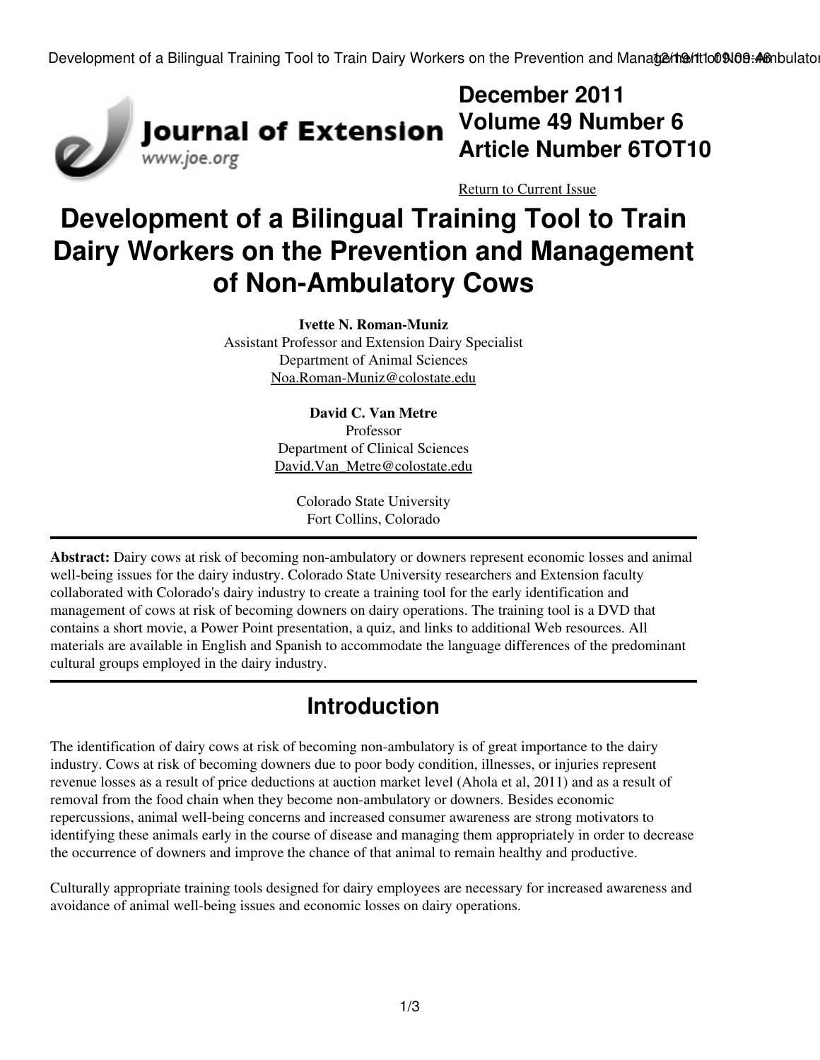# Development of a Bilingual Training Tool to Train Dairy Workers on the Prevention and Management of Non-Ambulatory Cows

**Ivette N. Roman-Muniz**
Assistant Professor and Extension Dairy Specialist
Department of Animal Sciences
Noa.Roman-Muniz@colostate.edu

**David C. Van Metre**
Professor
Department of Clinical Sciences
David.Van_Metre@colostate.edu

Colorado State University
Fort Collins, Colorado

---

**Abstract:** Dairy cows at risk of becoming non-ambulatory or downers represent economic losses and animal well-being issues for the dairy industry. Colorado State University researchers and Extension faculty collaborated with Colorado's dairy industry to create a training tool for the early identification and management of cows at risk of becoming downers on dairy operations. The training tool is a DVD that contains a short movie, a Power Point presentation, a quiz, and links to additional Web resources. All materials are available in English and Spanish to accommodate the language differences of the predominant cultural groups employed in the dairy industry.

---

## Introduction

The identification of dairy cows at risk of becoming non-ambulatory is of great importance to the dairy industry. Cows at risk of becoming downers due to poor body condition, illnesses, or injuries represent revenue losses as a result of price deductions at auction market level (Ahola et al, 2011) and as a result of removal from the food chain when they become non-ambulatory or downers. Besides economic repercussions, animal well-being concerns and increased consumer awareness are strong motivators to identifying these animals early in the course of disease and managing them appropriately in order to decrease the occurrence of downers and improve the chance of that animal to remain healthy and productive.

Culturally appropriate training tools designed for dairy employees are necessary for increased awareness and avoidance of animal well-being issues and economic losses on dairy operations.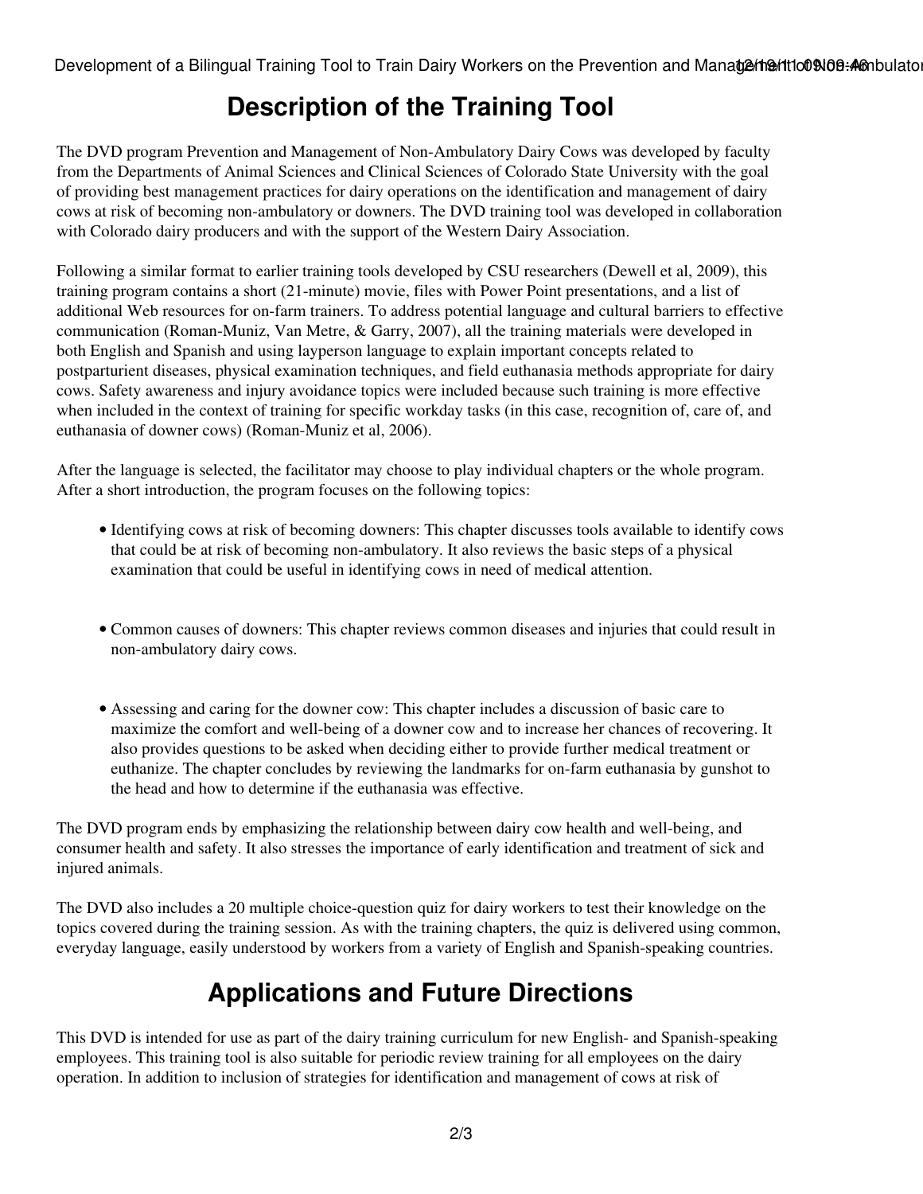## Description of the Training Tool

The DVD program Prevention and Management of Non-Ambulatory Dairy Cows was developed by faculty from the Departments of Animal Sciences and Clinical Sciences of Colorado State University with the goal of providing best management practices for dairy operations on the identification and management of dairy cows at risk of becoming non-ambulatory or downers. The DVD training tool was developed in collaboration with Colorado dairy producers and with the support of the Western Dairy Association.

Following a similar format to earlier training tools developed by CSU researchers (Dewell et al, 2009), this training program contains a short (21-minute) movie, files with Power Point presentations, and a list of additional Web resources for on-farm trainers. To address potential language and cultural barriers to effective communication (Roman-Muniz, Van Metre, & Garry, 2007), all the training materials were developed in both English and Spanish and using layperson language to explain important concepts related to postparturient diseases, physical examination techniques, and field euthanasia methods appropriate for dairy cows. Safety awareness and injury avoidance topics were included because such training is more effective when included in the context of training for specific workday tasks (in this case, recognition of, care of, and euthanasia of downer cows) (Roman-Muniz et al, 2006).

After the language is selected, the facilitator may choose to play individual chapters or the whole program. After a short introduction, the program focuses on the following topics:

- Identifying cows at risk of becoming downers: This chapter discusses tools available to identify cows that could be at risk of becoming non-ambulatory. It also reviews the basic steps of a physical examination that could be useful in identifying cows in need of medical attention.

- Common causes of downers: This chapter reviews common diseases and injuries that could result in non-ambulatory dairy cows.

- Assessing and caring for the downer cow: This chapter includes a discussion of basic care to maximize the comfort and well-being of a downer cow and to increase her chances of recovering. It also provides questions to be asked when deciding either to provide further medical treatment or euthanize. The chapter concludes by reviewing the landmarks for on-farm euthanasia by gunshot to the head and how to determine if the euthanasia was effective.

The DVD program ends by emphasizing the relationship between dairy cow health and well-being, and consumer health and safety. It also stresses the importance of early identification and treatment of sick and injured animals.

The DVD also includes a 20 multiple choice-question quiz for dairy workers to test their knowledge on the topics covered during the training session. As with the training chapters, the quiz is delivered using common, everyday language, easily understood by workers from a variety of English and Spanish-speaking countries.

## Applications and Future Directions

This DVD is intended for use as part of the dairy training curriculum for new English- and Spanish-speaking employees. This training tool is also suitable for periodic review training for all employees on the dairy operation. In addition to inclusion of strategies for identification and management of cows at risk of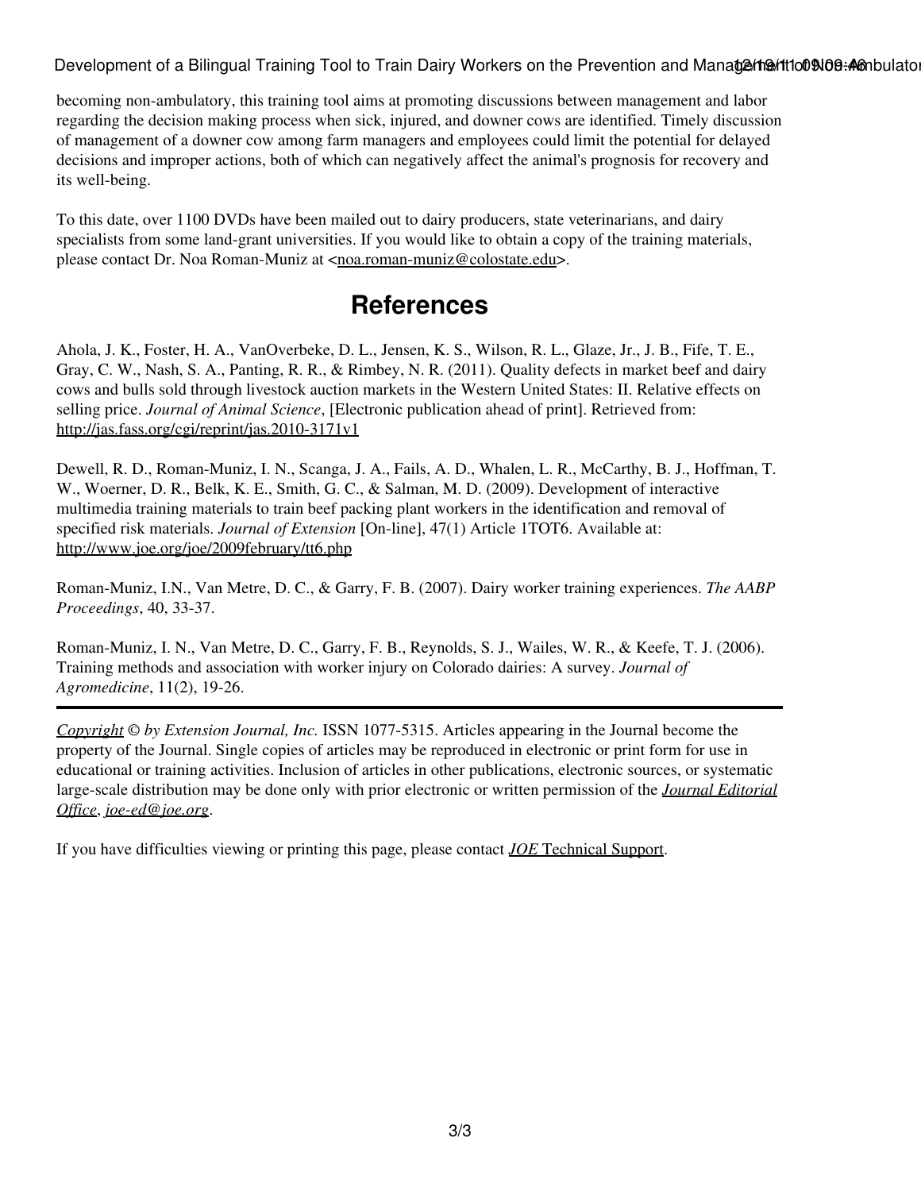becoming non-ambulatory, this training tool aims at promoting discussions between management and labor regarding the decision making process when sick, injured, and downer cows are identified. Timely discussion of management of a downer cow among farm managers and employees could limit the potential for delayed decisions and improper actions, both of which can negatively affect the animal's prognosis for recovery and its well-being.

To this date, over 1100 DVDs have been mailed out to dairy producers, state veterinarians, and dairy specialists from some land-grant universities. If you would like to obtain a copy of the training materials, please contact Dr. Noa Roman-Muniz at <noa.roman-muniz@colostate.edu>.

## References

Ahola, J. K., Foster, H. A., VanOverbeke, D. L., Jensen, K. S., Wilson, R. L., Glaze, Jr., J. B., Fife, T. E., Gray, C. W., Nash, S. A., Panting, R. R., & Rimbey, N. R. (2011). Quality defects in market beef and dairy cows and bulls sold through livestock auction markets in the Western United States: II. Relative effects on selling price. *Journal of Animal Science*, [Electronic publication ahead of print]. Retrieved from: http://jas.fass.org/cgi/reprint/jas.2010-3171v1

Dewell, R. D., Roman-Muniz, I. N., Scanga, J. A., Fails, A. D., Whalen, L. R., McCarthy, B. J., Hoffman, T. W., Woerner, D. R., Belk, K. E., Smith, G. C., & Salman, M. D. (2009). Development of interactive multimedia training materials to train beef packing plant workers in the identification and removal of specified risk materials. *Journal of Extension* [On-line], 47(1) Article 1TOT6. Available at: http://www.joe.org/joe/2009february/tt6.php

Roman-Muniz, I.N., Van Metre, D. C., & Garry, F. B. (2007). Dairy worker training experiences. *The AABP Proceedings*, 40, 33-37.

Roman-Muniz, I. N., Van Metre, D. C., Garry, F. B., Reynolds, S. J., Wailes, W. R., & Keefe, T. J. (2006). Training methods and association with worker injury on Colorado dairies: A survey. *Journal of Agromedicine*, 11(2), 19-26.

---

*Copyright © by Extension Journal, Inc.* ISSN 1077-5315. Articles appearing in the Journal become the property of the Journal. Single copies of articles may be reproduced in electronic or print form for use in educational or training activities. Inclusion of articles in other publications, electronic sources, or systematic large-scale distribution may be done only with prior electronic or written permission of the *Journal Editorial Office*, *joe-ed@joe.org*.

If you have difficulties viewing or printing this page, please contact *JOE* Technical Support.